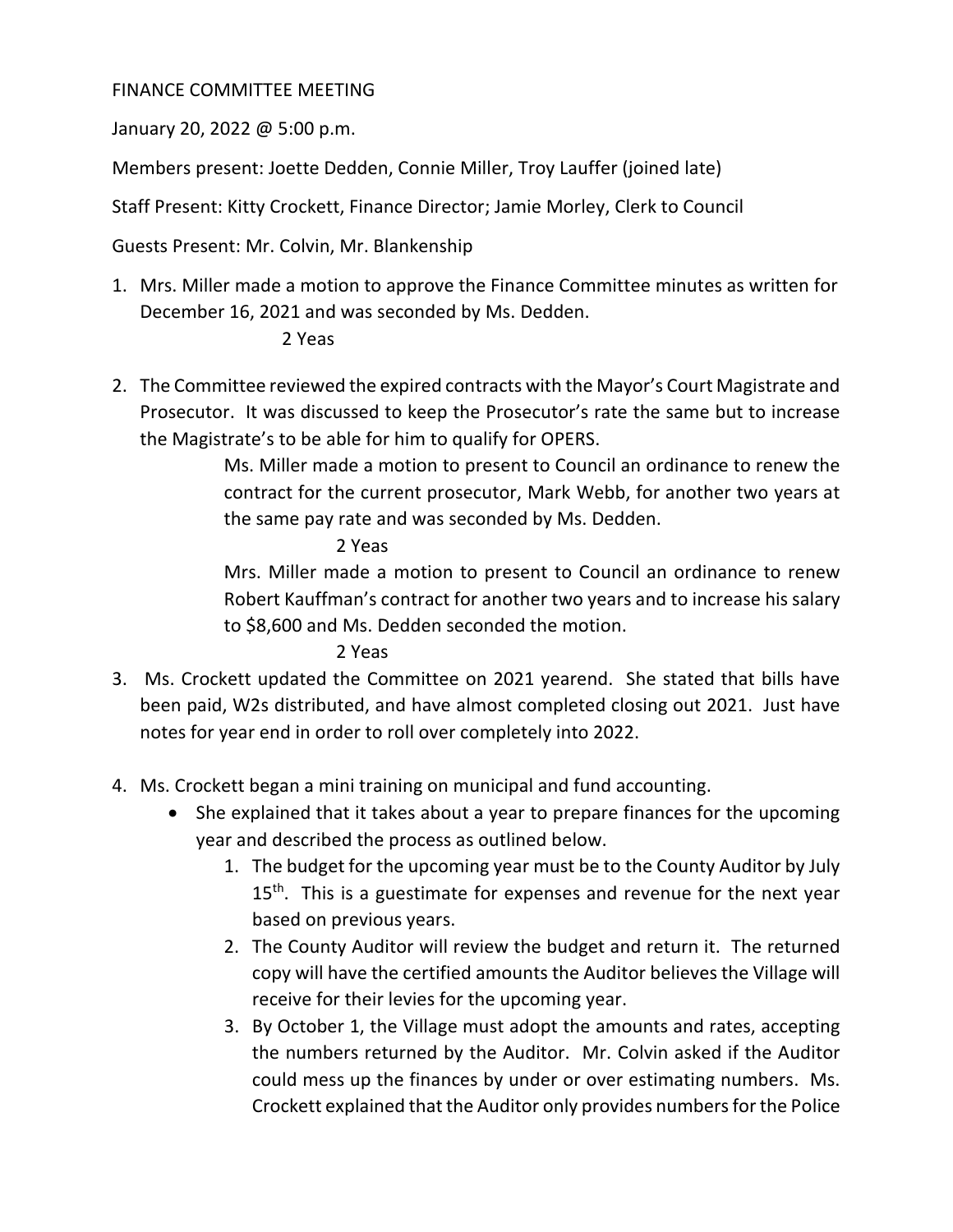FINANCE COMMITTEE MEETING

January 20, 2022 @ 5:00 p.m.

Members present: Joette Dedden, Connie Miller, Troy Lauffer (joined late)

Staff Present: Kitty Crockett, Finance Director; Jamie Morley, Clerk to Council

Guests Present: Mr. Colvin, Mr. Blankenship

1. Mrs. Miller made a motion to approve the Finance Committee minutes as written for December 16, 2021 and was seconded by Ms. Dedden.

   2 Yeas

2. The Committee reviewed the expired contracts with the Mayor's Court Magistrate and Prosecutor. It was discussed to keep the Prosecutor's rate the same but to increase the Magistrate's to be able for him to qualify for OPERS.

   Ms. Miller made a motion to present to Council an ordinance to renew the contract for the current prosecutor, Mark Webb, for another two years at the same pay rate and was seconded by Ms. Dedden.

   2 Yeas

   Mrs. Miller made a motion to present to Council an ordinance to renew Robert Kauffman's contract for another two years and to increase his salary to $8,600 and Ms. Dedden seconded the motion.

   2 Yeas

3. Ms. Crockett updated the Committee on 2021 yearend. She stated that bills have been paid, W2s distributed, and have almost completed closing out 2021. Just have notes for year end in order to roll over completely into 2022.

4. Ms. Crockett began a mini training on municipal and fund accounting.
   - She explained that it takes about a year to prepare finances for the upcoming year and described the process as outlined below.
     1. The budget for the upcoming year must be to the County Auditor by July 15th. This is a guestimate for expenses and revenue for the next year based on previous years.
     2. The County Auditor will review the budget and return it. The returned copy will have the certified amounts the Auditor believes the Village will receive for their levies for the upcoming year.
     3. By October 1, the Village must adopt the amounts and rates, accepting the numbers returned by the Auditor. Mr. Colvin asked if the Auditor could mess up the finances by under or over estimating numbers. Ms. Crockett explained that the Auditor only provides numbers for the Police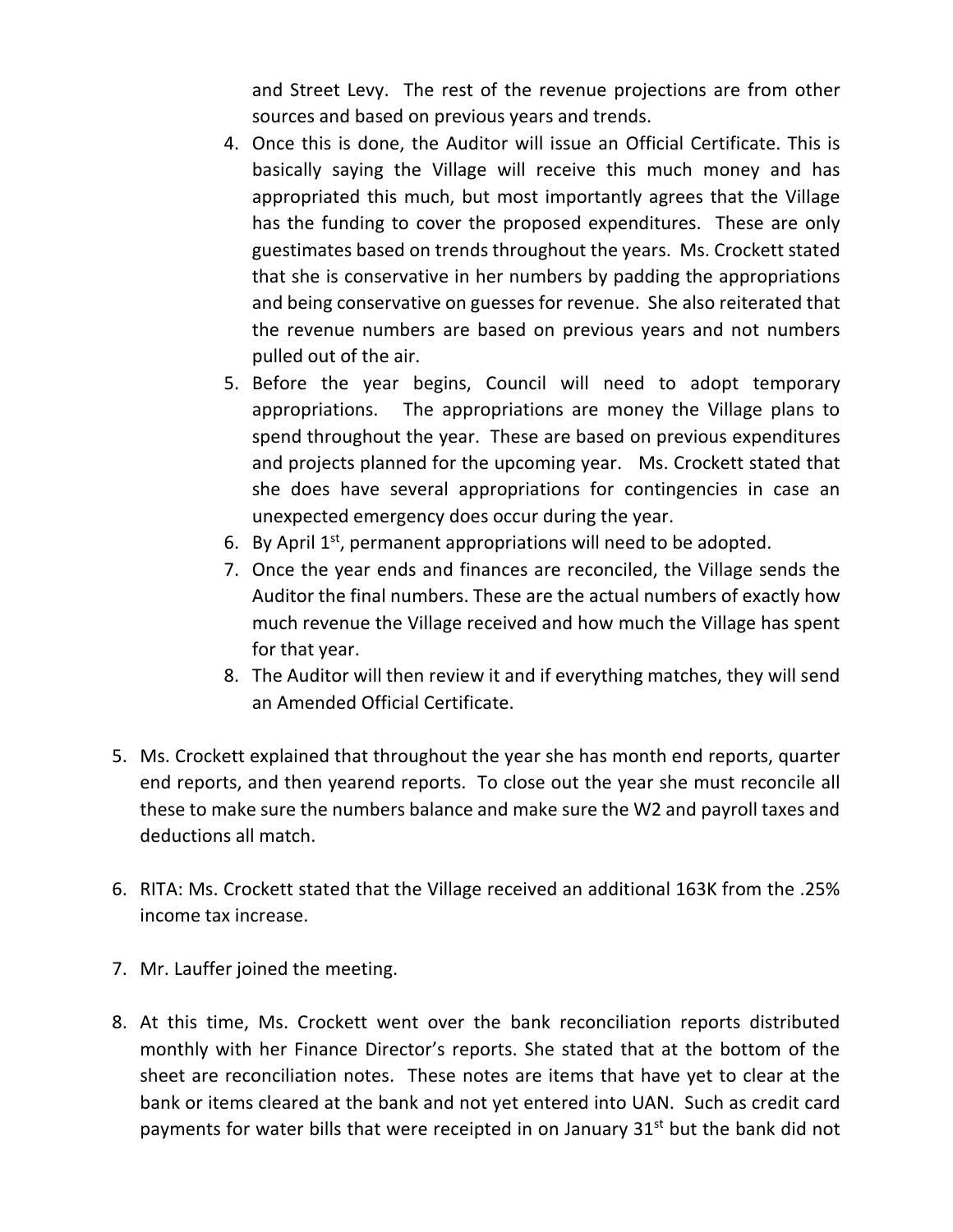and Street Levy. The rest of the revenue projections are from other sources and based on previous years and trends.

4. Once this is done, the Auditor will issue an Official Certificate. This is basically saying the Village will receive this much money and has appropriated this much, but most importantly agrees that the Village has the funding to cover the proposed expenditures. These are only guestimates based on trends throughout the years. Ms. Crockett stated that she is conservative in her numbers by padding the appropriations and being conservative on guesses for revenue. She also reiterated that the revenue numbers are based on previous years and not numbers pulled out of the air.
5. Before the year begins, Council will need to adopt temporary appropriations. The appropriations are money the Village plans to spend throughout the year. These are based on previous expenditures and projects planned for the upcoming year. Ms. Crockett stated that she does have several appropriations for contingencies in case an unexpected emergency does occur during the year.
6. By April 1st, permanent appropriations will need to be adopted.
7. Once the year ends and finances are reconciled, the Village sends the Auditor the final numbers. These are the actual numbers of exactly how much revenue the Village received and how much the Village has spent for that year.
8. The Auditor will then review it and if everything matches, they will send an Amended Official Certificate.

5. Ms. Crockett explained that throughout the year she has month end reports, quarter end reports, and then yearend reports. To close out the year she must reconcile all these to make sure the numbers balance and make sure the W2 and payroll taxes and deductions all match.

6. RITA: Ms. Crockett stated that the Village received an additional 163K from the .25% income tax increase.

7. Mr. Lauffer joined the meeting.

8. At this time, Ms. Crockett went over the bank reconciliation reports distributed monthly with her Finance Director's reports. She stated that at the bottom of the sheet are reconciliation notes. These notes are items that have yet to clear at the bank or items cleared at the bank and not yet entered into UAN. Such as credit card payments for water bills that were receipted in on January 31st but the bank did not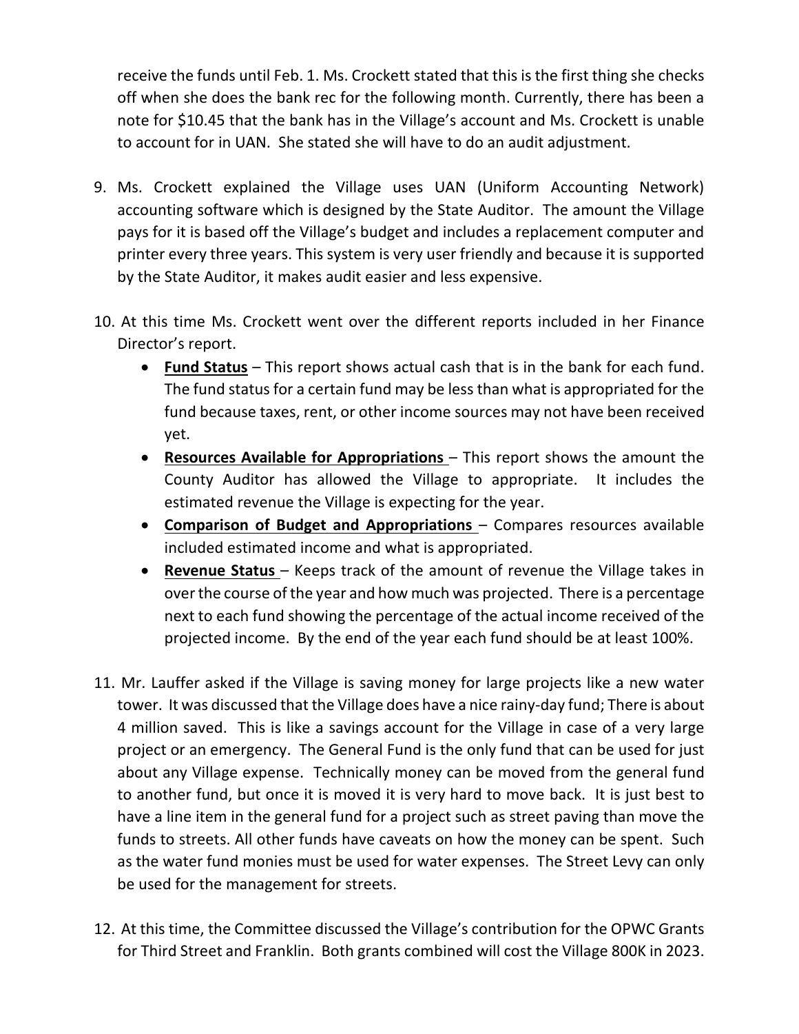receive the funds until Feb. 1. Ms. Crockett stated that this is the first thing she checks off when she does the bank rec for the following month. Currently, there has been a note for $10.45 that the bank has in the Village's account and Ms. Crockett is unable to account for in UAN. She stated she will have to do an audit adjustment.

9. Ms. Crockett explained the Village uses UAN (Uniform Accounting Network) accounting software which is designed by the State Auditor. The amount the Village pays for it is based off the Village's budget and includes a replacement computer and printer every three years. This system is very user friendly and because it is supported by the State Auditor, it makes audit easier and less expensive.

10. At this time Ms. Crockett went over the different reports included in her Finance Director's report.
    - **Fund Status** – This report shows actual cash that is in the bank for each fund. The fund status for a certain fund may be less than what is appropriated for the fund because taxes, rent, or other income sources may not have been received yet.
    - **Resources Available for Appropriations** – This report shows the amount the County Auditor has allowed the Village to appropriate. It includes the estimated revenue the Village is expecting for the year.
    - **Comparison of Budget and Appropriations** – Compares resources available included estimated income and what is appropriated.
    - **Revenue Status** – Keeps track of the amount of revenue the Village takes in over the course of the year and how much was projected. There is a percentage next to each fund showing the percentage of the actual income received of the projected income. By the end of the year each fund should be at least 100%.

11. Mr. Lauffer asked if the Village is saving money for large projects like a new water tower. It was discussed that the Village does have a nice rainy-day fund; There is about 4 million saved. This is like a savings account for the Village in case of a very large project or an emergency. The General Fund is the only fund that can be used for just about any Village expense. Technically money can be moved from the general fund to another fund, but once it is moved it is very hard to move back. It is just best to have a line item in the general fund for a project such as street paving than move the funds to streets. All other funds have caveats on how the money can be spent. Such as the water fund monies must be used for water expenses. The Street Levy can only be used for the management for streets.

12. At this time, the Committee discussed the Village's contribution for the OPWC Grants for Third Street and Franklin. Both grants combined will cost the Village 800K in 2023.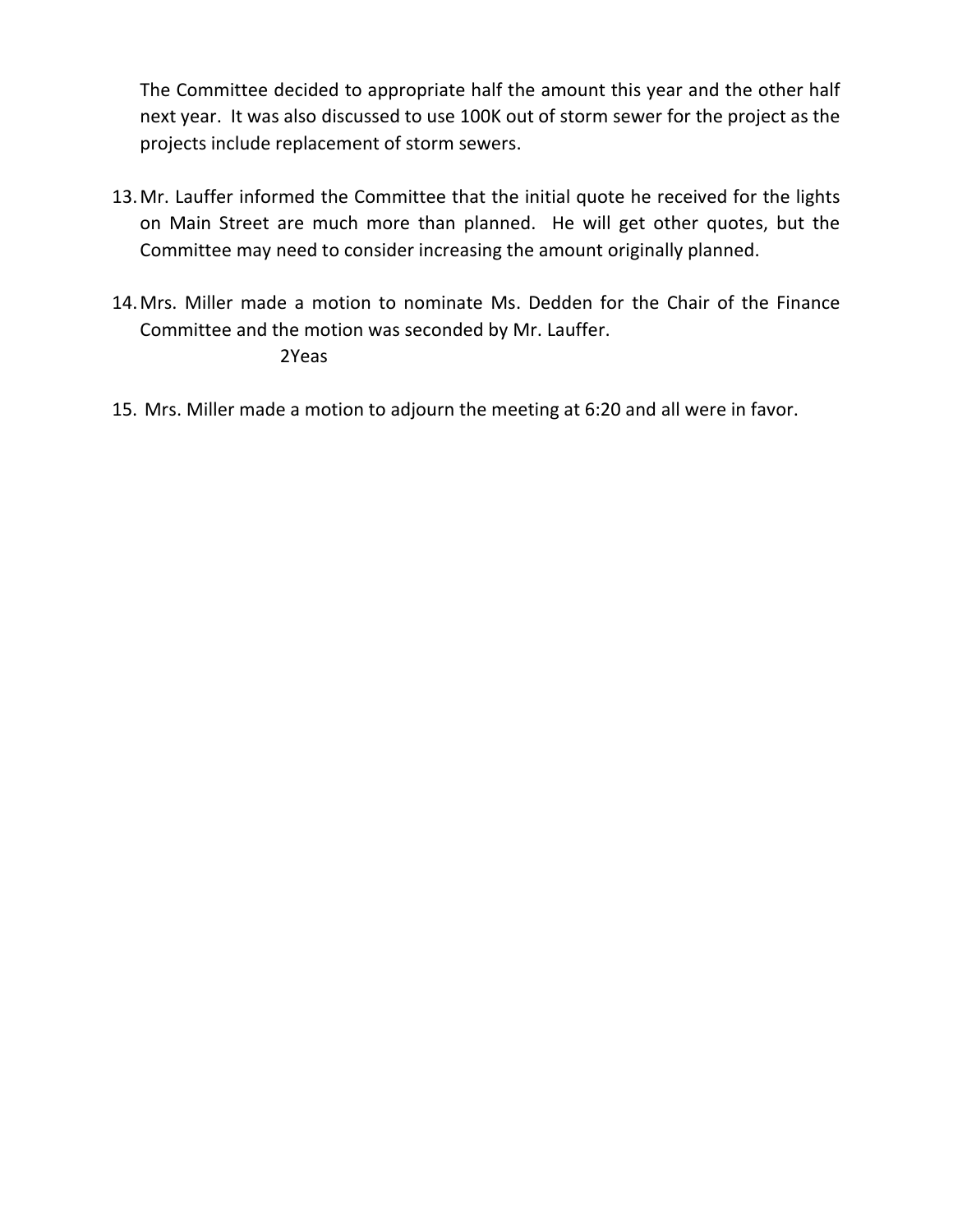The Committee decided to appropriate half the amount this year and the other half next year. It was also discussed to use 100K out of storm sewer for the project as the projects include replacement of storm sewers.

13. Mr. Lauffer informed the Committee that the initial quote he received for the lights on Main Street are much more than planned. He will get other quotes, but the Committee may need to consider increasing the amount originally planned.

14. Mrs. Miller made a motion to nominate Ms. Dedden for the Chair of the Finance Committee and the motion was seconded by Mr. Lauffer.

    2Yeas

15. Mrs. Miller made a motion to adjourn the meeting at 6:20 and all were in favor.